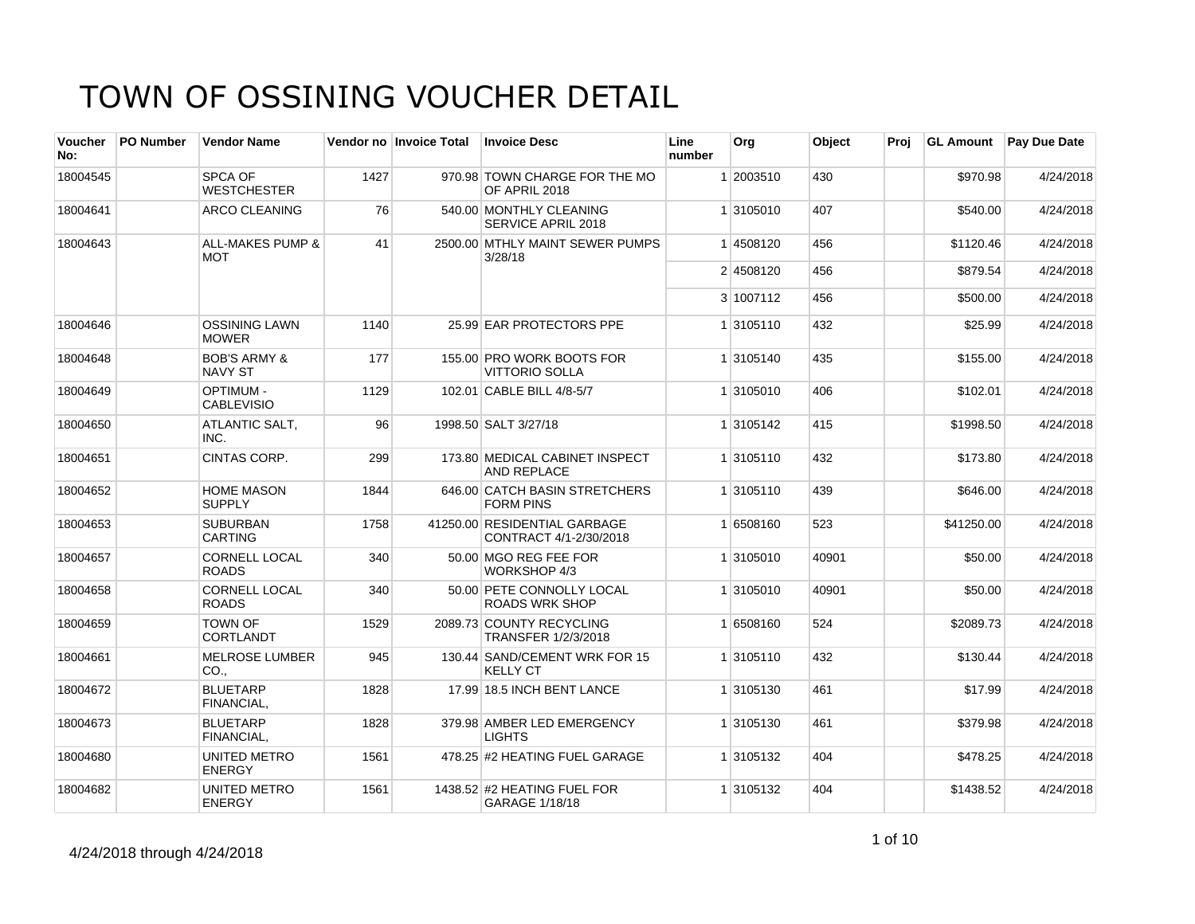# TOWN OF OSSINING VOUCHER DETAIL

| Voucher No: | PO Number | Vendor Name | Vendor no | Invoice Total | Invoice Desc | Line number | Org | Object | Proj | GL Amount | Pay Due Date |
|---|---|---|---|---|---|---|---|---|---|---|---|
| 18004545 | | SPCA OF WESTCHESTER | 1427 | 970.98 | TOWN CHARGE FOR THE MO OF APRIL 2018 | 1 | 2003510 | 430 | | $970.98 | 4/24/2018 |
| 18004641 | | ARCO CLEANING | 76 | 540.00 | MONTHLY CLEANING SERVICE APRIL 2018 | 1 | 3105010 | 407 | | $540.00 | 4/24/2018 |
| 18004643 | | ALL-MAKES PUMP & MOT | 41 | 2500.00 | MTHLY MAINT SEWER PUMPS 3/28/18 | 1 | 4508120 | 456 | | $1120.46 | 4/24/2018 |
| | | | | | | 2 | 4508120 | 456 | | $879.54 | 4/24/2018 |
| | | | | | | 3 | 1007112 | 456 | | $500.00 | 4/24/2018 |
| 18004646 | | OSSINING LAWN MOWER | 1140 | 25.99 | EAR PROTECTORS PPE | 1 | 3105110 | 432 | | $25.99 | 4/24/2018 |
| 18004648 | | BOB'S ARMY & NAVY ST | 177 | 155.00 | PRO WORK BOOTS FOR VITTORIO SOLLA | 1 | 3105140 | 435 | | $155.00 | 4/24/2018 |
| 18004649 | | OPTIMUM - CABLEVISIO | 1129 | 102.01 | CABLE BILL 4/8-5/7 | 1 | 3105010 | 406 | | $102.01 | 4/24/2018 |
| 18004650 | | ATLANTIC SALT, INC. | 96 | 1998.50 | SALT 3/27/18 | 1 | 3105142 | 415 | | $1998.50 | 4/24/2018 |
| 18004651 | | CINTAS CORP. | 299 | 173.80 | MEDICAL CABINET INSPECT AND REPLACE | 1 | 3105110 | 432 | | $173.80 | 4/24/2018 |
| 18004652 | | HOME MASON SUPPLY | 1844 | 646.00 | CATCH BASIN STRETCHERS FORM PINS | 1 | 3105110 | 439 | | $646.00 | 4/24/2018 |
| 18004653 | | SUBURBAN CARTING | 1758 | 41250.00 | RESIDENTIAL GARBAGE CONTRACT 4/1-2/30/2018 | 1 | 6508160 | 523 | | $41250.00 | 4/24/2018 |
| 18004657 | | CORNELL LOCAL ROADS | 340 | 50.00 | MGO REG FEE FOR WORKSHOP 4/3 | 1 | 3105010 | 40901 | | $50.00 | 4/24/2018 |
| 18004658 | | CORNELL LOCAL ROADS | 340 | 50.00 | PETE CONNOLLY LOCAL ROADS WRK SHOP | 1 | 3105010 | 40901 | | $50.00 | 4/24/2018 |
| 18004659 | | TOWN OF CORTLANDT | 1529 | 2089.73 | COUNTY RECYCLING TRANSFER 1/2/3/2018 | 1 | 6508160 | 524 | | $2089.73 | 4/24/2018 |
| 18004661 | | MELROSE LUMBER CO., | 945 | 130.44 | SAND/CEMENT WRK FOR 15 KELLY CT | 1 | 3105110 | 432 | | $130.44 | 4/24/2018 |
| 18004672 | | BLUETARP FINANCIAL, | 1828 | 17.99 | 18.5 INCH BENT LANCE | 1 | 3105130 | 461 | | $17.99 | 4/24/2018 |
| 18004673 | | BLUETARP FINANCIAL, | 1828 | 379.98 | AMBER LED EMERGENCY LIGHTS | 1 | 3105130 | 461 | | $379.98 | 4/24/2018 |
| 18004680 | | UNITED METRO ENERGY | 1561 | 478.25 | #2 HEATING FUEL GARAGE | 1 | 3105132 | 404 | | $478.25 | 4/24/2018 |
| 18004682 | | UNITED METRO ENERGY | 1561 | 1438.52 | #2 HEATING FUEL FOR GARAGE 1/18/18 | 1 | 3105132 | 404 | | $1438.52 | 4/24/2018 |

4/24/2018 through 4/24/2018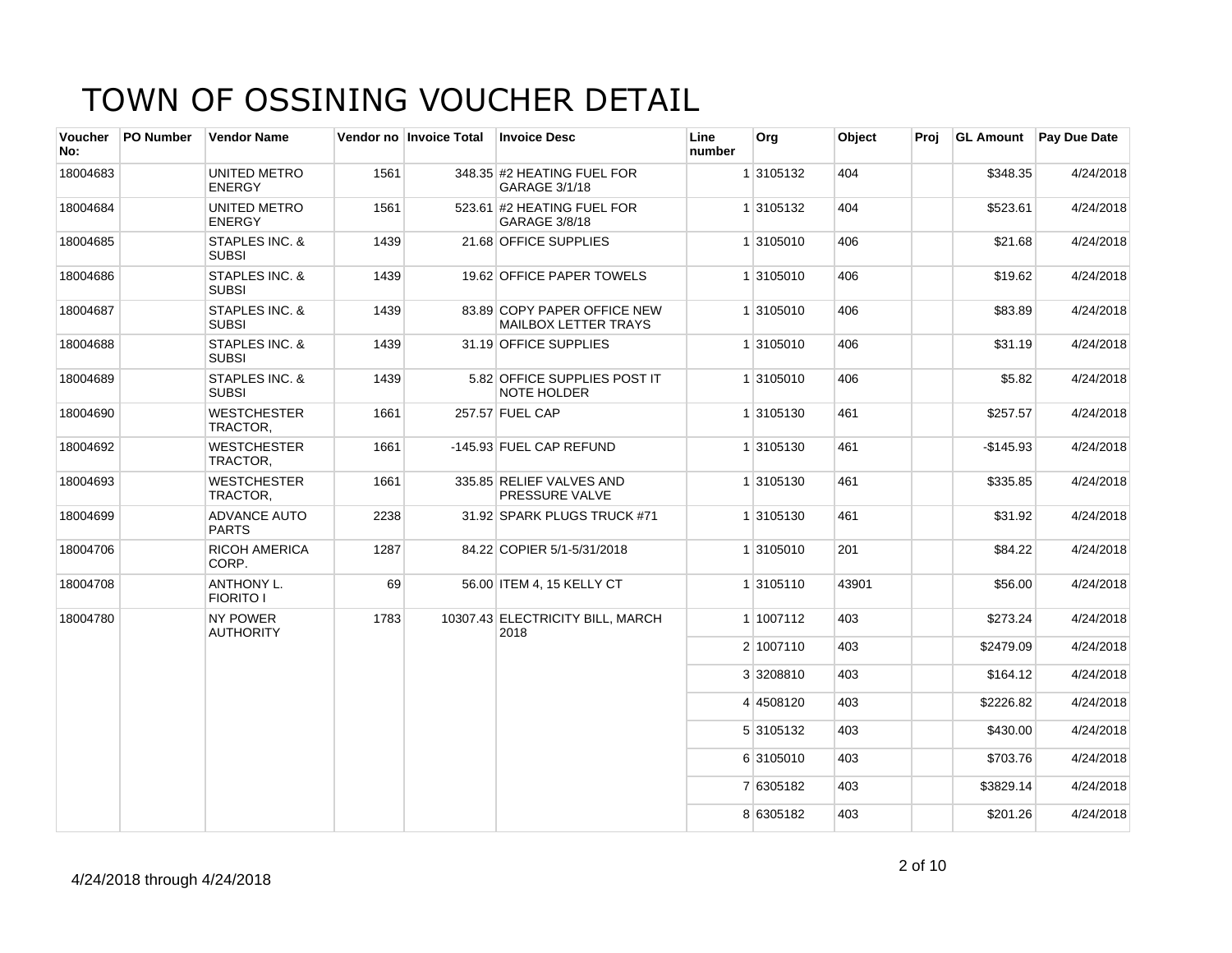# TOWN OF OSSINING VOUCHER DETAIL

| Voucher No: | PO Number | Vendor Name | Vendor no | Invoice Total | Invoice Desc | Line number | Org | Object | Proj | GL Amount | Pay Due Date |
|---|---|---|---|---|---|---|---|---|---|---|---|
| 18004683 | | UNITED METRO ENERGY | 1561 | 348.35 | #2 HEATING FUEL FOR GARAGE 3/1/18 | 1 | 3105132 | 404 | | $348.35 | 4/24/2018 |
| 18004684 | | UNITED METRO ENERGY | 1561 | 523.61 | #2 HEATING FUEL FOR GARAGE 3/8/18 | 1 | 3105132 | 404 | | $523.61 | 4/24/2018 |
| 18004685 | | STAPLES INC. & SUBSI | 1439 | 21.68 | OFFICE SUPPLIES | 1 | 3105010 | 406 | | $21.68 | 4/24/2018 |
| 18004686 | | STAPLES INC. & SUBSI | 1439 | 19.62 | OFFICE PAPER TOWELS | 1 | 3105010 | 406 | | $19.62 | 4/24/2018 |
| 18004687 | | STAPLES INC. & SUBSI | 1439 | 83.89 | COPY PAPER OFFICE NEW MAILBOX LETTER TRAYS | 1 | 3105010 | 406 | | $83.89 | 4/24/2018 |
| 18004688 | | STAPLES INC. & SUBSI | 1439 | 31.19 | OFFICE SUPPLIES | 1 | 3105010 | 406 | | $31.19 | 4/24/2018 |
| 18004689 | | STAPLES INC. & SUBSI | 1439 | 5.82 | OFFICE SUPPLIES POST IT NOTE HOLDER | 1 | 3105010 | 406 | | $5.82 | 4/24/2018 |
| 18004690 | | WESTCHESTER TRACTOR, | 1661 | 257.57 | FUEL CAP | 1 | 3105130 | 461 | | $257.57 | 4/24/2018 |
| 18004692 | | WESTCHESTER TRACTOR, | 1661 | -145.93 | FUEL CAP REFUND | 1 | 3105130 | 461 | | -$145.93 | 4/24/2018 |
| 18004693 | | WESTCHESTER TRACTOR, | 1661 | 335.85 | RELIEF VALVES AND PRESSURE VALVE | 1 | 3105130 | 461 | | $335.85 | 4/24/2018 |
| 18004699 | | ADVANCE AUTO PARTS | 2238 | 31.92 | SPARK PLUGS TRUCK #71 | 1 | 3105130 | 461 | | $31.92 | 4/24/2018 |
| 18004706 | | RICOH AMERICA CORP. | 1287 | 84.22 | COPIER 5/1-5/31/2018 | 1 | 3105010 | 201 | | $84.22 | 4/24/2018 |
| 18004708 | | ANTHONY L. FIORITO I | 69 | 56.00 | ITEM 4, 15 KELLY CT | 1 | 3105110 | 43901 | | $56.00 | 4/24/2018 |
| 18004780 | | NY POWER AUTHORITY | 1783 | 10307.43 | ELECTRICITY BILL, MARCH 2018 | 1 | 1007112 | 403 | | $273.24 | 4/24/2018 |
| | | | | | | 2 | 1007110 | 403 | | $2479.09 | 4/24/2018 |
| | | | | | | 3 | 3208810 | 403 | | $164.12 | 4/24/2018 |
| | | | | | | 4 | 4508120 | 403 | | $2226.82 | 4/24/2018 |
| | | | | | | 5 | 3105132 | 403 | | $430.00 | 4/24/2018 |
| | | | | | | 6 | 3105010 | 403 | | $703.76 | 4/24/2018 |
| | | | | | | 7 | 6305182 | 403 | | $3829.14 | 4/24/2018 |
| | | | | | | 8 | 6305182 | 403 | | $201.26 | 4/24/2018 |

4/24/2018 through 4/24/2018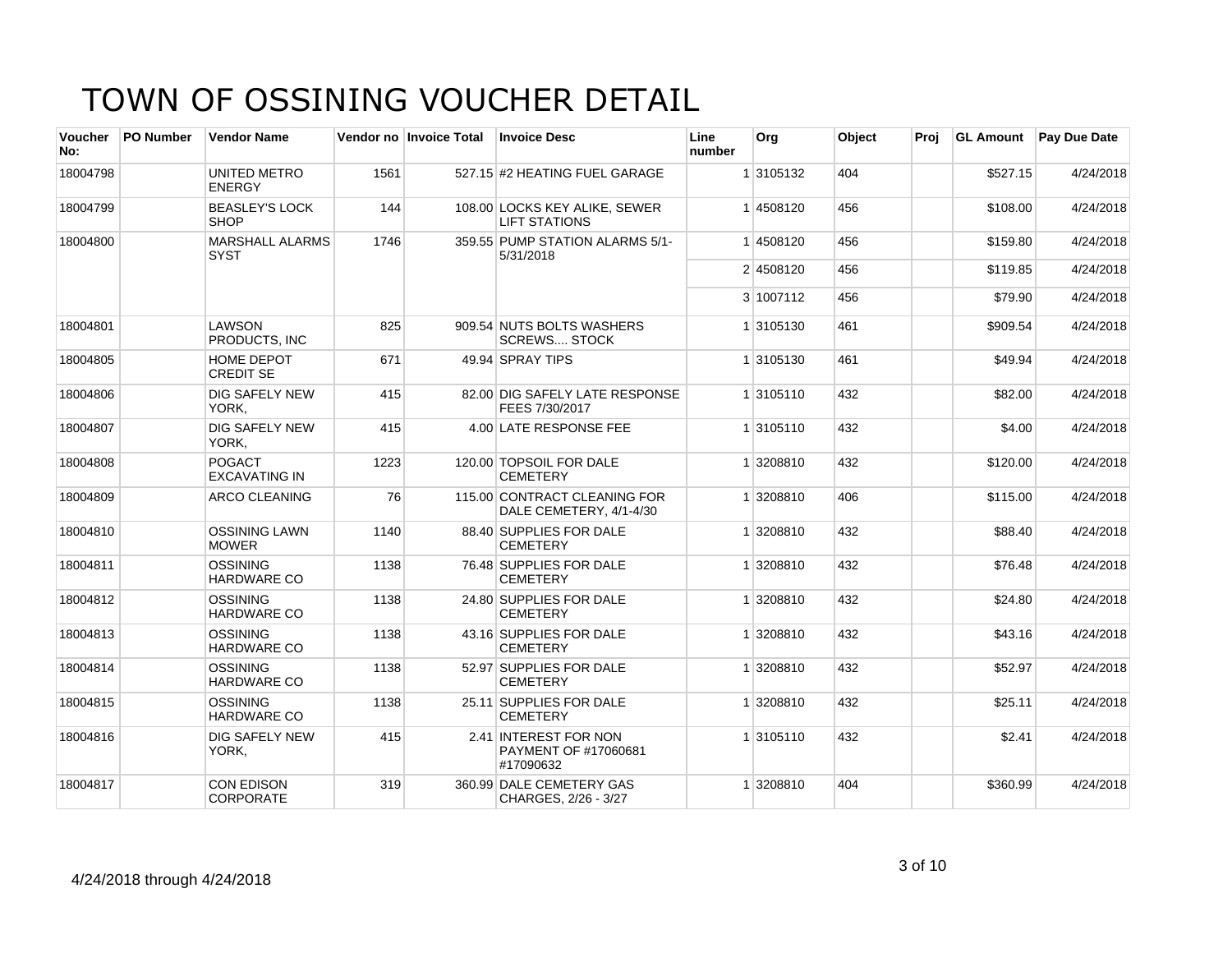# TOWN OF OSSINING VOUCHER DETAIL

| Voucher No: | PO Number | Vendor Name | Vendor no | Invoice Total | Invoice Desc | Line number | Org | Object | Proj | GL Amount | Pay Due Date |
|---|---|---|---|---|---|---|---|---|---|---|---|
| 18004798 | | UNITED METRO ENERGY | 1561 | 527.15 | #2 HEATING FUEL GARAGE | 1 | 3105132 | 404 | | $527.15 | 4/24/2018 |
| 18004799 | | BEASLEY'S LOCK SHOP | 144 | 108.00 | LOCKS KEY ALIKE, SEWER LIFT STATIONS | 1 | 4508120 | 456 | | $108.00 | 4/24/2018 |
| 18004800 | | MARSHALL ALARMS SYST | 1746 | 359.55 | PUMP STATION ALARMS 5/1-5/31/2018 | 1 | 4508120 | 456 | | $159.80 | 4/24/2018 |
| | | | | | | 2 | 4508120 | 456 | | $119.85 | 4/24/2018 |
| | | | | | | 3 | 1007112 | 456 | | $79.90 | 4/24/2018 |
| 18004801 | | LAWSON PRODUCTS, INC | 825 | 909.54 | NUTS BOLTS WASHERS SCREWS.... STOCK | 1 | 3105130 | 461 | | $909.54 | 4/24/2018 |
| 18004805 | | HOME DEPOT CREDIT SE | 671 | 49.94 | SPRAY TIPS | 1 | 3105130 | 461 | | $49.94 | 4/24/2018 |
| 18004806 | | DIG SAFELY NEW YORK, | 415 | 82.00 | DIG SAFELY LATE RESPONSE FEES 7/30/2017 | 1 | 3105110 | 432 | | $82.00 | 4/24/2018 |
| 18004807 | | DIG SAFELY NEW YORK, | 415 | 4.00 | LATE RESPONSE FEE | 1 | 3105110 | 432 | | $4.00 | 4/24/2018 |
| 18004808 | | POGACT EXCAVATING IN | 1223 | 120.00 | TOPSOIL FOR DALE CEMETERY | 1 | 3208810 | 432 | | $120.00 | 4/24/2018 |
| 18004809 | | ARCO CLEANING | 76 | 115.00 | CONTRACT CLEANING FOR DALE CEMETERY, 4/1-4/30 | 1 | 3208810 | 406 | | $115.00 | 4/24/2018 |
| 18004810 | | OSSINING LAWN MOWER | 1140 | 88.40 | SUPPLIES FOR DALE CEMETERY | 1 | 3208810 | 432 | | $88.40 | 4/24/2018 |
| 18004811 | | OSSINING HARDWARE CO | 1138 | 76.48 | SUPPLIES FOR DALE CEMETERY | 1 | 3208810 | 432 | | $76.48 | 4/24/2018 |
| 18004812 | | OSSINING HARDWARE CO | 1138 | 24.80 | SUPPLIES FOR DALE CEMETERY | 1 | 3208810 | 432 | | $24.80 | 4/24/2018 |
| 18004813 | | OSSINING HARDWARE CO | 1138 | 43.16 | SUPPLIES FOR DALE CEMETERY | 1 | 3208810 | 432 | | $43.16 | 4/24/2018 |
| 18004814 | | OSSINING HARDWARE CO | 1138 | 52.97 | SUPPLIES FOR DALE CEMETERY | 1 | 3208810 | 432 | | $52.97 | 4/24/2018 |
| 18004815 | | OSSINING HARDWARE CO | 1138 | 25.11 | SUPPLIES FOR DALE CEMETERY | 1 | 3208810 | 432 | | $25.11 | 4/24/2018 |
| 18004816 | | DIG SAFELY NEW YORK, | 415 | 2.41 | INTEREST FOR NON PAYMENT OF #17060681 #17090632 | 1 | 3105110 | 432 | | $2.41 | 4/24/2018 |
| 18004817 | | CON EDISON CORPORATE | 319 | 360.99 | DALE CEMETERY GAS CHARGES, 2/26 - 3/27 | 1 | 3208810 | 404 | | $360.99 | 4/24/2018 |

4/24/2018 through 4/24/2018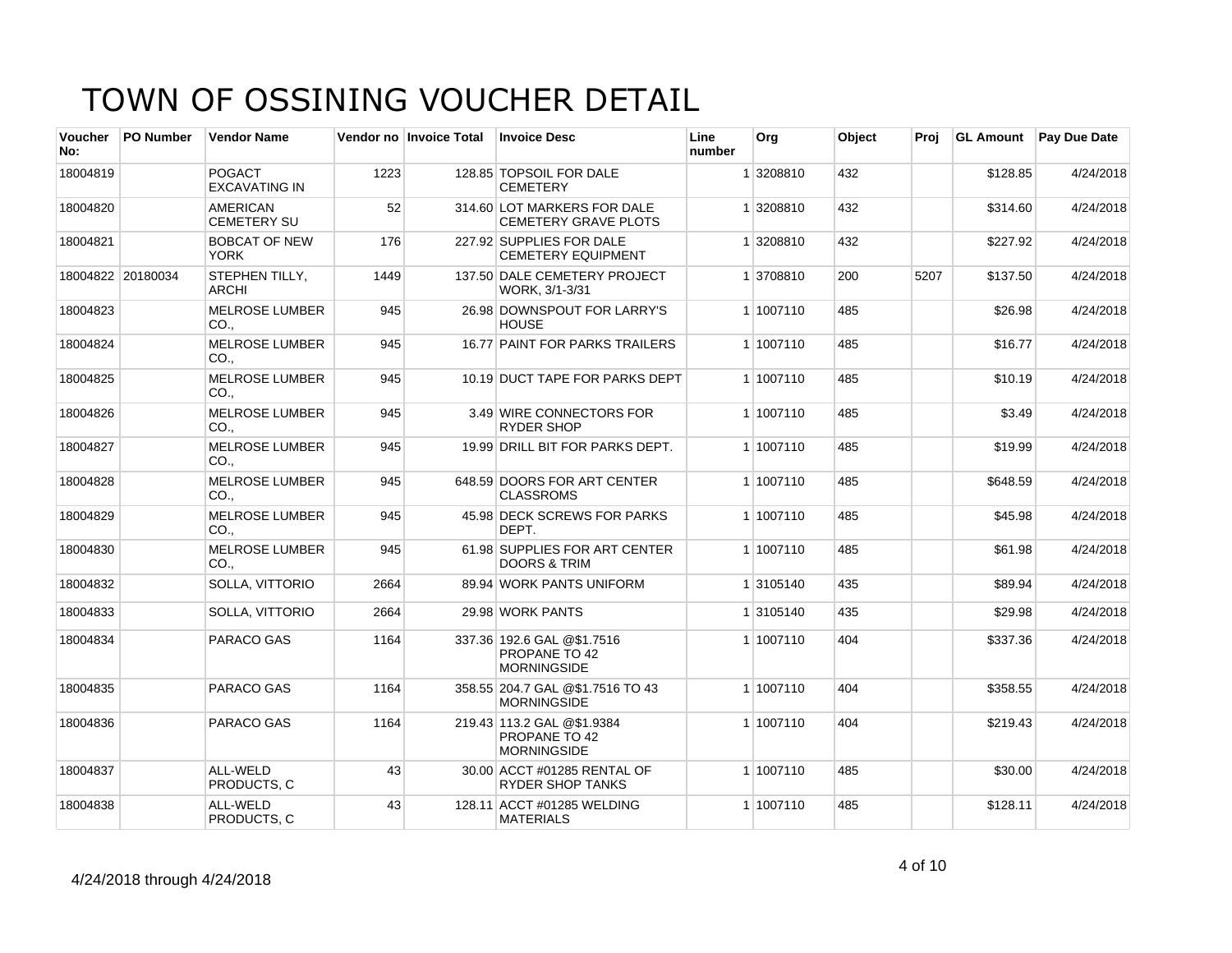# TOWN OF OSSINING VOUCHER DETAIL

| Voucher No: | PO Number | Vendor Name | Vendor no | Invoice Total | Invoice Desc | Line number | Org | Object | Proj | GL Amount | Pay Due Date |
|---|---|---|---|---|---|---|---|---|---|---|---|
| 18004819 | | POGACT EXCAVATING IN | 1223 | 128.85 | TOPSOIL FOR DALE CEMETERY | 1 | 3208810 | 432 | | $128.85 | 4/24/2018 |
| 18004820 | | AMERICAN CEMETERY SU | 52 | 314.60 | LOT MARKERS FOR DALE CEMETERY GRAVE PLOTS | 1 | 3208810 | 432 | | $314.60 | 4/24/2018 |
| 18004821 | | BOBCAT OF NEW YORK | 176 | 227.92 | SUPPLIES FOR DALE CEMETERY EQUIPMENT | 1 | 3208810 | 432 | | $227.92 | 4/24/2018 |
| 18004822 | 20180034 | STEPHEN TILLY, ARCHI | 1449 | 137.50 | DALE CEMETERY PROJECT WORK, 3/1-3/31 | 1 | 3708810 | 200 | 5207 | $137.50 | 4/24/2018 |
| 18004823 | | MELROSE LUMBER CO., | 945 | 26.98 | DOWNSPOUT FOR LARRY'S HOUSE | 1 | 1007110 | 485 | | $26.98 | 4/24/2018 |
| 18004824 | | MELROSE LUMBER CO., | 945 | 16.77 | PAINT FOR PARKS TRAILERS | 1 | 1007110 | 485 | | $16.77 | 4/24/2018 |
| 18004825 | | MELROSE LUMBER CO., | 945 | 10.19 | DUCT TAPE FOR PARKS DEPT | 1 | 1007110 | 485 | | $10.19 | 4/24/2018 |
| 18004826 | | MELROSE LUMBER CO., | 945 | 3.49 | WIRE CONNECTORS FOR RYDER SHOP | 1 | 1007110 | 485 | | $3.49 | 4/24/2018 |
| 18004827 | | MELROSE LUMBER CO., | 945 | 19.99 | DRILL BIT FOR PARKS DEPT. | 1 | 1007110 | 485 | | $19.99 | 4/24/2018 |
| 18004828 | | MELROSE LUMBER CO., | 945 | 648.59 | DOORS FOR ART CENTER CLASSROMS | 1 | 1007110 | 485 | | $648.59 | 4/24/2018 |
| 18004829 | | MELROSE LUMBER CO., | 945 | 45.98 | DECK SCREWS FOR PARKS DEPT. | 1 | 1007110 | 485 | | $45.98 | 4/24/2018 |
| 18004830 | | MELROSE LUMBER CO., | 945 | 61.98 | SUPPLIES FOR ART CENTER DOORS & TRIM | 1 | 1007110 | 485 | | $61.98 | 4/24/2018 |
| 18004832 | | SOLLA, VITTORIO | 2664 | 89.94 | WORK PANTS UNIFORM | 1 | 3105140 | 435 | | $89.94 | 4/24/2018 |
| 18004833 | | SOLLA, VITTORIO | 2664 | 29.98 | WORK PANTS | 1 | 3105140 | 435 | | $29.98 | 4/24/2018 |
| 18004834 | | PARACO GAS | 1164 | 337.36 | 192.6 GAL @$1.7516 PROPANE TO 42 MORNINGSIDE | 1 | 1007110 | 404 | | $337.36 | 4/24/2018 |
| 18004835 | | PARACO GAS | 1164 | 358.55 | 204.7 GAL @$1.7516 TO 43 MORNINGSIDE | 1 | 1007110 | 404 | | $358.55 | 4/24/2018 |
| 18004836 | | PARACO GAS | 1164 | 219.43 | 113.2 GAL @$1.9384 PROPANE TO 42 MORNINGSIDE | 1 | 1007110 | 404 | | $219.43 | 4/24/2018 |
| 18004837 | | ALL-WELD PRODUCTS, C | 43 | 30.00 | ACCT #01285 RENTAL OF RYDER SHOP TANKS | 1 | 1007110 | 485 | | $30.00 | 4/24/2018 |
| 18004838 | | ALL-WELD PRODUCTS, C | 43 | 128.11 | ACCT #01285 WELDING MATERIALS | 1 | 1007110 | 485 | | $128.11 | 4/24/2018 |

4/24/2018 through 4/24/2018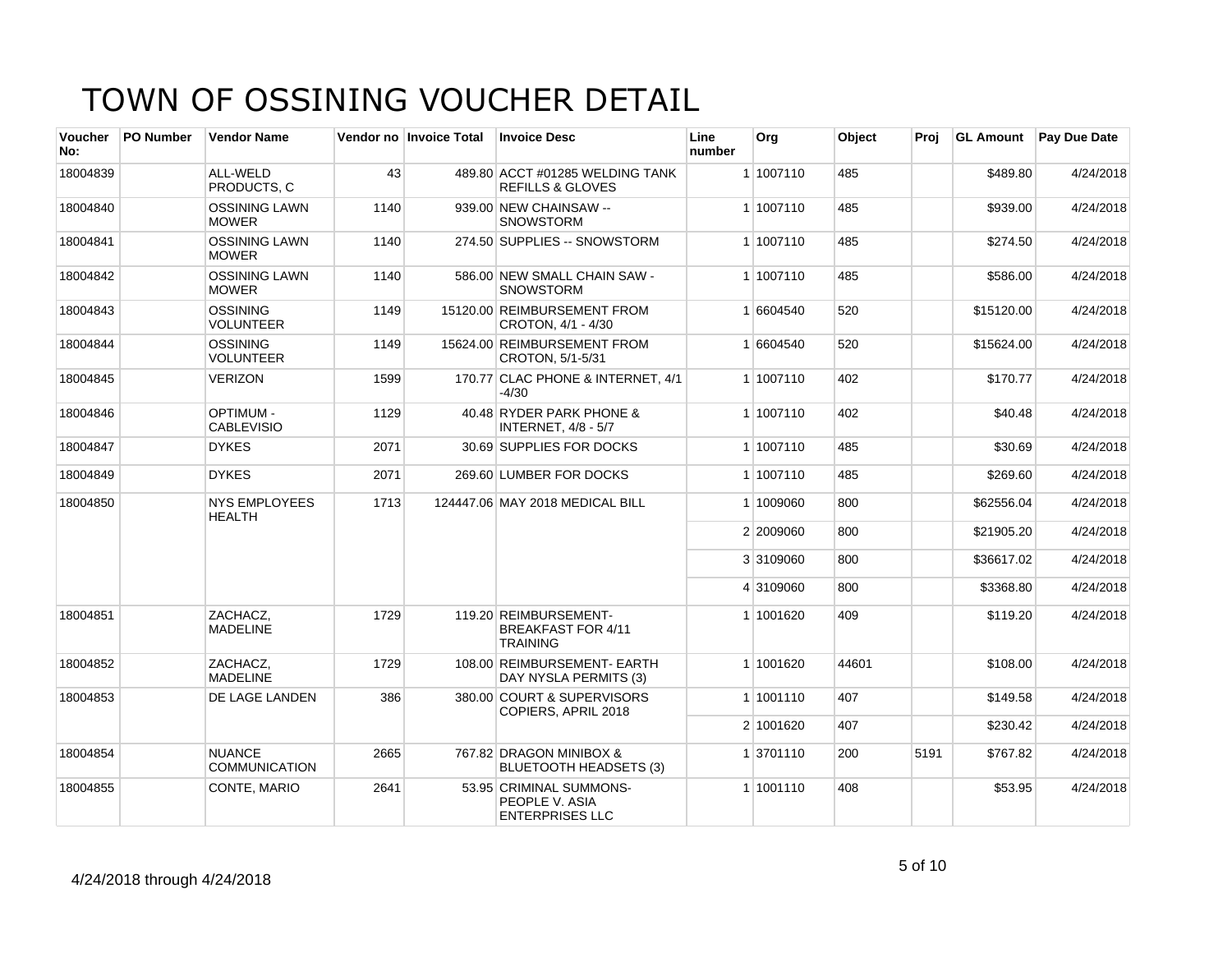# TOWN OF OSSINING VOUCHER DETAIL

| Voucher No: | PO Number | Vendor Name | Vendor no | Invoice Total | Invoice Desc | Line number | Org | Object | Proj | GL Amount | Pay Due Date |
|---|---|---|---|---|---|---|---|---|---|---|---|
| 18004839 | | ALL-WELD PRODUCTS, C | 43 | 489.80 | ACCT #01285 WELDING TANK REFILLS & GLOVES | 1 | 1007110 | 485 | | $489.80 | 4/24/2018 |
| 18004840 | | OSSINING LAWN MOWER | 1140 | 939.00 | NEW CHAINSAW -- SNOWSTORM | 1 | 1007110 | 485 | | $939.00 | 4/24/2018 |
| 18004841 | | OSSINING LAWN MOWER | 1140 | 274.50 | SUPPLIES -- SNOWSTORM | 1 | 1007110 | 485 | | $274.50 | 4/24/2018 |
| 18004842 | | OSSINING LAWN MOWER | 1140 | 586.00 | NEW SMALL CHAIN SAW - SNOWSTORM | 1 | 1007110 | 485 | | $586.00 | 4/24/2018 |
| 18004843 | | OSSINING VOLUNTEER | 1149 | 15120.00 | REIMBURSEMENT FROM CROTON, 4/1 - 4/30 | 1 | 6604540 | 520 | | $15120.00 | 4/24/2018 |
| 18004844 | | OSSINING VOLUNTEER | 1149 | 15624.00 | REIMBURSEMENT FROM CROTON, 5/1-5/31 | 1 | 6604540 | 520 | | $15624.00 | 4/24/2018 |
| 18004845 | | VERIZON | 1599 | 170.77 | CLAC PHONE & INTERNET, 4/1 -4/30 | 1 | 1007110 | 402 | | $170.77 | 4/24/2018 |
| 18004846 | | OPTIMUM - CABLEVISIO | 1129 | 40.48 | RYDER PARK PHONE & INTERNET, 4/8 - 5/7 | 1 | 1007110 | 402 | | $40.48 | 4/24/2018 |
| 18004847 | | DYKES | 2071 | 30.69 | SUPPLIES FOR DOCKS | 1 | 1007110 | 485 | | $30.69 | 4/24/2018 |
| 18004849 | | DYKES | 2071 | 269.60 | LUMBER FOR DOCKS | 1 | 1007110 | 485 | | $269.60 | 4/24/2018 |
| 18004850 | | NYS EMPLOYEES HEALTH | 1713 | 124447.06 | MAY 2018 MEDICAL BILL | 1 | 1009060 | 800 | | $62556.04 | 4/24/2018 |
| | | | | | | 2 | 2009060 | 800 | | $21905.20 | 4/24/2018 |
| | | | | | | 3 | 3109060 | 800 | | $36617.02 | 4/24/2018 |
| | | | | | | 4 | 3109060 | 800 | | $3368.80 | 4/24/2018 |
| 18004851 | | ZACHACZ, MADELINE | 1729 | 119.20 | REIMBURSEMENT- BREAKFAST FOR 4/11 TRAINING | 1 | 1001620 | 409 | | $119.20 | 4/24/2018 |
| 18004852 | | ZACHACZ, MADELINE | 1729 | 108.00 | REIMBURSEMENT- EARTH DAY NYSLA PERMITS (3) | 1 | 1001620 | 44601 | | $108.00 | 4/24/2018 |
| 18004853 | | DE LAGE LANDEN | 386 | 380.00 | COURT & SUPERVISORS COPIERS, APRIL 2018 | 1 | 1001110 | 407 | | $149.58 | 4/24/2018 |
| | | | | | | 2 | 1001620 | 407 | | $230.42 | 4/24/2018 |
| 18004854 | | NUANCE COMMUNICATION | 2665 | 767.82 | DRAGON MINIBOX & BLUETOOTH HEADSETS (3) | 1 | 3701110 | 200 | 5191 | $767.82 | 4/24/2018 |
| 18004855 | | CONTE, MARIO | 2641 | 53.95 | CRIMINAL SUMMONS- PEOPLE V. ASIA ENTERPRISES LLC | 1 | 1001110 | 408 | | $53.95 | 4/24/2018 |

4/24/2018 through 4/24/2018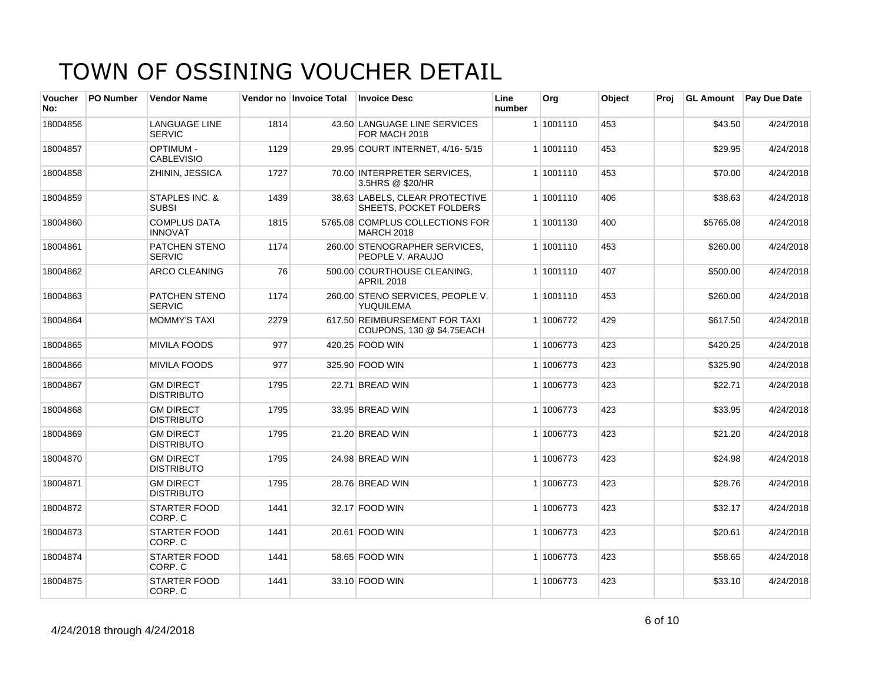# TOWN OF OSSINING VOUCHER DETAIL

| Voucher No: | PO Number | Vendor Name | Vendor no | Invoice Total | Invoice Desc | Line number | Org | Object | Proj | GL Amount | Pay Due Date |
|---|---|---|---|---|---|---|---|---|---|---|---|
| 18004856 | | LANGUAGE LINE SERVIC | 1814 | 43.50 | LANGUAGE LINE SERVICES FOR MACH 2018 | 1 | 1001110 | 453 | | $43.50 | 4/24/2018 |
| 18004857 | | OPTIMUM - CABLEVISIO | 1129 | 29.95 | COURT INTERNET, 4/16- 5/15 | 1 | 1001110 | 453 | | $29.95 | 4/24/2018 |
| 18004858 | | ZHININ, JESSICA | 1727 | 70.00 | INTERPRETER SERVICES, 3.5HRS @ $20/HR | 1 | 1001110 | 453 | | $70.00 | 4/24/2018 |
| 18004859 | | STAPLES INC. & SUBSI | 1439 | 38.63 | LABELS, CLEAR PROTECTIVE SHEETS, POCKET FOLDERS | 1 | 1001110 | 406 | | $38.63 | 4/24/2018 |
| 18004860 | | COMPLUS DATA INNOVAT | 1815 | 5765.08 | COMPLUS COLLECTIONS FOR MARCH 2018 | 1 | 1001130 | 400 | | $5765.08 | 4/24/2018 |
| 18004861 | | PATCHEN STENO SERVIC | 1174 | 260.00 | STENOGRAPHER SERVICES, PEOPLE V. ARAUJO | 1 | 1001110 | 453 | | $260.00 | 4/24/2018 |
| 18004862 | | ARCO CLEANING | 76 | 500.00 | COURTHOUSE CLEANING, APRIL 2018 | 1 | 1001110 | 407 | | $500.00 | 4/24/2018 |
| 18004863 | | PATCHEN STENO SERVIC | 1174 | 260.00 | STENO SERVICES, PEOPLE V. YUQUILEMA | 1 | 1001110 | 453 | | $260.00 | 4/24/2018 |
| 18004864 | | MOMMY'S TAXI | 2279 | 617.50 | REIMBURSEMENT FOR TAXI COUPONS, 130 @ $4.75EACH | 1 | 1006772 | 429 | | $617.50 | 4/24/2018 |
| 18004865 | | MIVILA FOODS | 977 | 420.25 | FOOD WIN | 1 | 1006773 | 423 | | $420.25 | 4/24/2018 |
| 18004866 | | MIVILA FOODS | 977 | 325.90 | FOOD WIN | 1 | 1006773 | 423 | | $325.90 | 4/24/2018 |
| 18004867 | | GM DIRECT DISTRIBUTO | 1795 | 22.71 | BREAD WIN | 1 | 1006773 | 423 | | $22.71 | 4/24/2018 |
| 18004868 | | GM DIRECT DISTRIBUTO | 1795 | 33.95 | BREAD WIN | 1 | 1006773 | 423 | | $33.95 | 4/24/2018 |
| 18004869 | | GM DIRECT DISTRIBUTO | 1795 | 21.20 | BREAD WIN | 1 | 1006773 | 423 | | $21.20 | 4/24/2018 |
| 18004870 | | GM DIRECT DISTRIBUTO | 1795 | 24.98 | BREAD WIN | 1 | 1006773 | 423 | | $24.98 | 4/24/2018 |
| 18004871 | | GM DIRECT DISTRIBUTO | 1795 | 28.76 | BREAD WIN | 1 | 1006773 | 423 | | $28.76 | 4/24/2018 |
| 18004872 | | STARTER FOOD CORP. C | 1441 | 32.17 | FOOD WIN | 1 | 1006773 | 423 | | $32.17 | 4/24/2018 |
| 18004873 | | STARTER FOOD CORP. C | 1441 | 20.61 | FOOD WIN | 1 | 1006773 | 423 | | $20.61 | 4/24/2018 |
| 18004874 | | STARTER FOOD CORP. C | 1441 | 58.65 | FOOD WIN | 1 | 1006773 | 423 | | $58.65 | 4/24/2018 |
| 18004875 | | STARTER FOOD CORP. C | 1441 | 33.10 | FOOD WIN | 1 | 1006773 | 423 | | $33.10 | 4/24/2018 |

4/24/2018 through 4/24/2018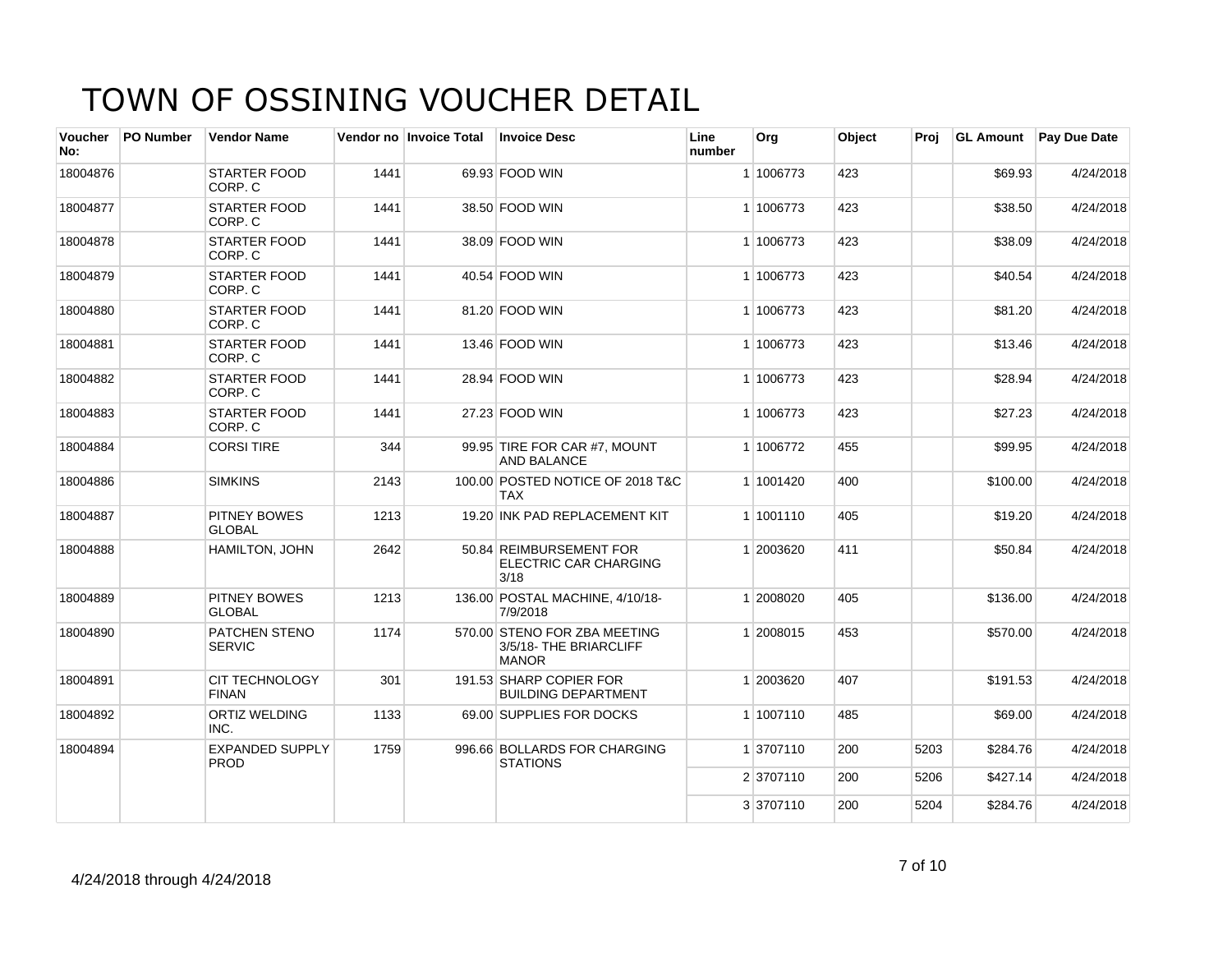# TOWN OF OSSINING VOUCHER DETAIL

| Voucher No: | PO Number | Vendor Name | Vendor no | Invoice Total | Invoice Desc | Line number | Org | Object | Proj | GL Amount | Pay Due Date |
|---|---|---|---|---|---|---|---|---|---|---|---|
| 18004876 | | STARTER FOOD CORP. C | 1441 | 69.93 | FOOD WIN | 1 | 1006773 | 423 | | $69.93 | 4/24/2018 |
| 18004877 | | STARTER FOOD CORP. C | 1441 | 38.50 | FOOD WIN | 1 | 1006773 | 423 | | $38.50 | 4/24/2018 |
| 18004878 | | STARTER FOOD CORP. C | 1441 | 38.09 | FOOD WIN | 1 | 1006773 | 423 | | $38.09 | 4/24/2018 |
| 18004879 | | STARTER FOOD CORP. C | 1441 | 40.54 | FOOD WIN | 1 | 1006773 | 423 | | $40.54 | 4/24/2018 |
| 18004880 | | STARTER FOOD CORP. C | 1441 | 81.20 | FOOD WIN | 1 | 1006773 | 423 | | $81.20 | 4/24/2018 |
| 18004881 | | STARTER FOOD CORP. C | 1441 | 13.46 | FOOD WIN | 1 | 1006773 | 423 | | $13.46 | 4/24/2018 |
| 18004882 | | STARTER FOOD CORP. C | 1441 | 28.94 | FOOD WIN | 1 | 1006773 | 423 | | $28.94 | 4/24/2018 |
| 18004883 | | STARTER FOOD CORP. C | 1441 | 27.23 | FOOD WIN | 1 | 1006773 | 423 | | $27.23 | 4/24/2018 |
| 18004884 | | CORSI TIRE | 344 | 99.95 | TIRE FOR CAR #7, MOUNT AND BALANCE | 1 | 1006772 | 455 | | $99.95 | 4/24/2018 |
| 18004886 | | SIMKINS | 2143 | 100.00 | POSTED NOTICE OF 2018 T&C TAX | 1 | 1001420 | 400 | | $100.00 | 4/24/2018 |
| 18004887 | | PITNEY BOWES GLOBAL | 1213 | 19.20 | INK PAD REPLACEMENT KIT | 1 | 1001110 | 405 | | $19.20 | 4/24/2018 |
| 18004888 | | HAMILTON, JOHN | 2642 | 50.84 | REIMBURSEMENT FOR ELECTRIC CAR CHARGING 3/18 | 1 | 2003620 | 411 | | $50.84 | 4/24/2018 |
| 18004889 | | PITNEY BOWES GLOBAL | 1213 | 136.00 | POSTAL MACHINE, 4/10/18-7/9/2018 | 1 | 2008020 | 405 | | $136.00 | 4/24/2018 |
| 18004890 | | PATCHEN STENO SERVIC | 1174 | 570.00 | STENO FOR ZBA MEETING 3/5/18- THE BRIARCLIFF MANOR | 1 | 2008015 | 453 | | $570.00 | 4/24/2018 |
| 18004891 | | CIT TECHNOLOGY FINAN | 301 | 191.53 | SHARP COPIER FOR BUILDING DEPARTMENT | 1 | 2003620 | 407 | | $191.53 | 4/24/2018 |
| 18004892 | | ORTIZ WELDING INC. | 1133 | 69.00 | SUPPLIES FOR DOCKS | 1 | 1007110 | 485 | | $69.00 | 4/24/2018 |
| 18004894 | | EXPANDED SUPPLY PROD | 1759 | 996.66 | BOLLARDS FOR CHARGING STATIONS | 1 | 3707110 | 200 | 5203 | $284.76 | 4/24/2018 |
| | | | | | | 2 | 3707110 | 200 | 5206 | $427.14 | 4/24/2018 |
| | | | | | | 3 | 3707110 | 200 | 5204 | $284.76 | 4/24/2018 |

4/24/2018 through 4/24/2018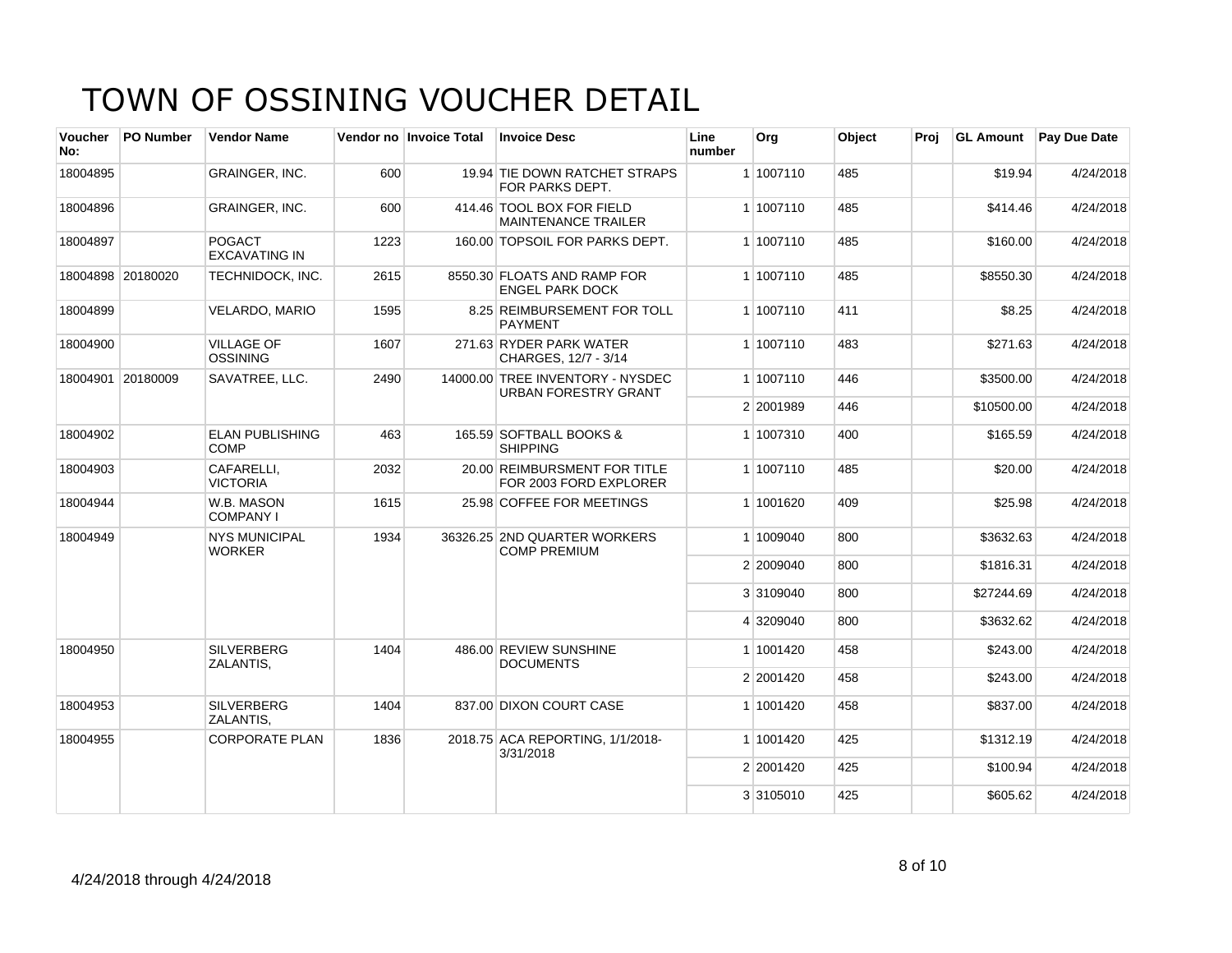# TOWN OF OSSINING VOUCHER DETAIL

| Voucher No: | PO Number | Vendor Name | Vendor no | Invoice Total | Invoice Desc | Line number | Org | Object | Proj | GL Amount | Pay Due Date |
|---|---|---|---|---|---|---|---|---|---|---|---|
| 18004895 | | GRAINGER, INC. | 600 | 19.94 | TIE DOWN RATCHET STRAPS FOR PARKS DEPT. | 1 | 1007110 | 485 | | $19.94 | 4/24/2018 |
| 18004896 | | GRAINGER, INC. | 600 | 414.46 | TOOL BOX FOR FIELD MAINTENANCE TRAILER | 1 | 1007110 | 485 | | $414.46 | 4/24/2018 |
| 18004897 | | POGACT EXCAVATING IN | 1223 | 160.00 | TOPSOIL FOR PARKS DEPT. | 1 | 1007110 | 485 | | $160.00 | 4/24/2018 |
| 18004898 | 20180020 | TECHNIDOCK, INC. | 2615 | 8550.30 | FLOATS AND RAMP FOR ENGEL PARK DOCK | 1 | 1007110 | 485 | | $8550.30 | 4/24/2018 |
| 18004899 | | VELARDO, MARIO | 1595 | 8.25 | REIMBURSEMENT FOR TOLL PAYMENT | 1 | 1007110 | 411 | | $8.25 | 4/24/2018 |
| 18004900 | | VILLAGE OF OSSINING | 1607 | 271.63 | RYDER PARK WATER CHARGES, 12/7 - 3/14 | 1 | 1007110 | 483 | | $271.63 | 4/24/2018 |
| 18004901 | 20180009 | SAVATREE, LLC. | 2490 | 14000.00 | TREE INVENTORY - NYSDEC URBAN FORESTRY GRANT | 1 | 1007110 | 446 | | $3500.00 | 4/24/2018 |
| | | | | | | 2 | 2001989 | 446 | | $10500.00 | 4/24/2018 |
| 18004902 | | ELAN PUBLISHING COMP | 463 | 165.59 | SOFTBALL BOOKS & SHIPPING | 1 | 1007310 | 400 | | $165.59 | 4/24/2018 |
| 18004903 | | CAFARELLI, VICTORIA | 2032 | 20.00 | REIMBURSMENT FOR TITLE FOR 2003 FORD EXPLORER | 1 | 1007110 | 485 | | $20.00 | 4/24/2018 |
| 18004944 | | W.B. MASON COMPANY I | 1615 | 25.98 | COFFEE FOR MEETINGS | 1 | 1001620 | 409 | | $25.98 | 4/24/2018 |
| 18004949 | | NYS MUNICIPAL WORKER | 1934 | 36326.25 | 2ND QUARTER WORKERS COMP PREMIUM | 1 | 1009040 | 800 | | $3632.63 | 4/24/2018 |
| | | | | | | 2 | 2009040 | 800 | | $1816.31 | 4/24/2018 |
| | | | | | | 3 | 3109040 | 800 | | $27244.69 | 4/24/2018 |
| | | | | | | 4 | 3209040 | 800 | | $3632.62 | 4/24/2018 |
| 18004950 | | SILVERBERG ZALANTIS, | 1404 | 486.00 | REVIEW SUNSHINE DOCUMENTS | 1 | 1001420 | 458 | | $243.00 | 4/24/2018 |
| | | | | | | 2 | 2001420 | 458 | | $243.00 | 4/24/2018 |
| 18004953 | | SILVERBERG ZALANTIS, | 1404 | 837.00 | DIXON COURT CASE | 1 | 1001420 | 458 | | $837.00 | 4/24/2018 |
| 18004955 | | CORPORATE PLAN | 1836 | 2018.75 | ACA REPORTING, 1/1/2018-3/31/2018 | 1 | 1001420 | 425 | | $1312.19 | 4/24/2018 |
| | | | | | | 2 | 2001420 | 425 | | $100.94 | 4/24/2018 |
| | | | | | | 3 | 3105010 | 425 | | $605.62 | 4/24/2018 |

4/24/2018 through 4/24/2018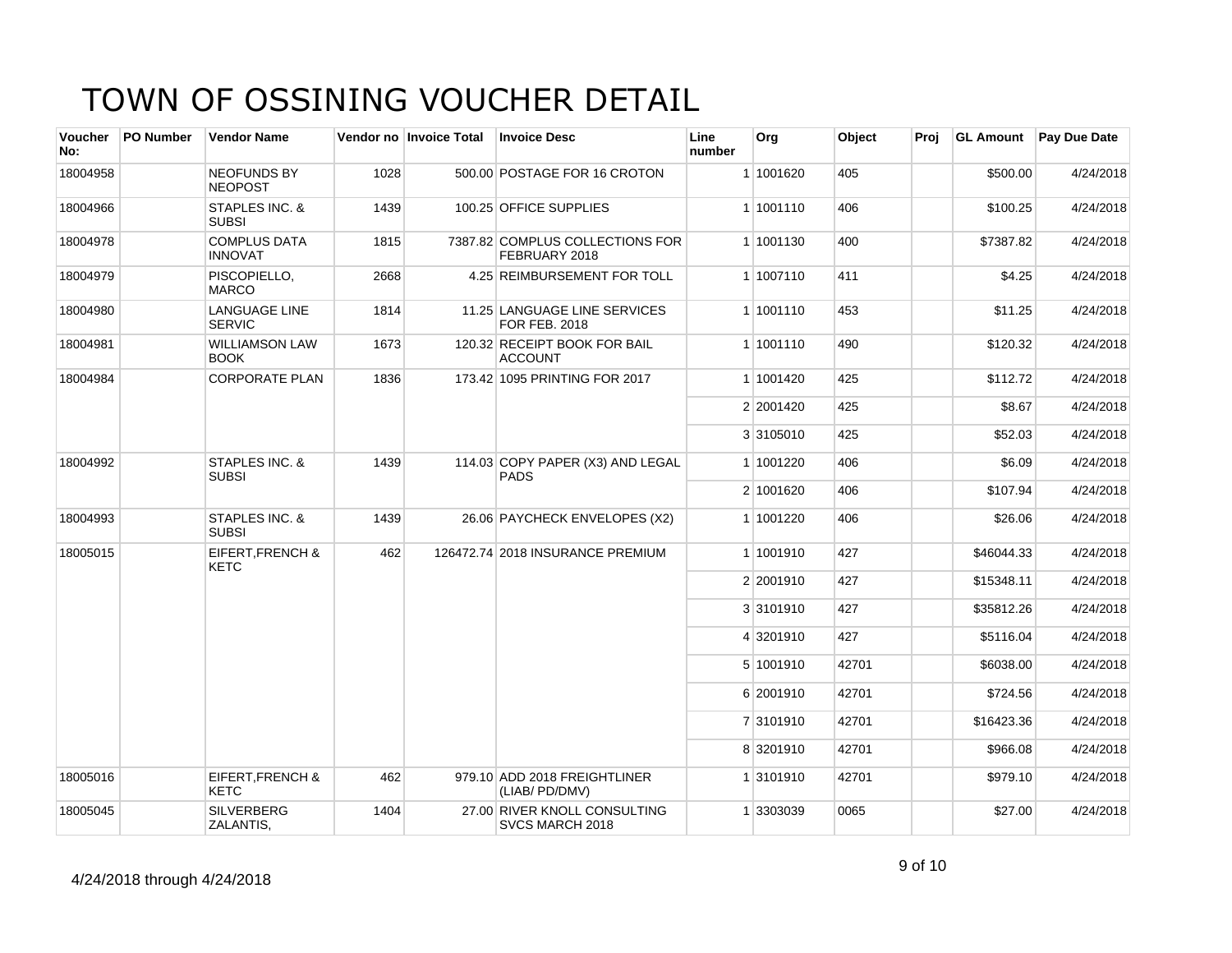# TOWN OF OSSINING VOUCHER DETAIL

| Voucher No: | PO Number | Vendor Name | Vendor no | Invoice Total | Invoice Desc | Line number | Org | Object | Proj | GL Amount | Pay Due Date |
|---|---|---|---|---|---|---|---|---|---|---|---|
| 18004958 | | NEOFUNDS BY NEOPOST | 1028 | 500.00 | POSTAGE FOR 16 CROTON | 1 | 1001620 | 405 | | $500.00 | 4/24/2018 |
| 18004966 | | STAPLES INC. & SUBSI | 1439 | 100.25 | OFFICE SUPPLIES | 1 | 1001110 | 406 | | $100.25 | 4/24/2018 |
| 18004978 | | COMPLUS DATA INNOVAT | 1815 | 7387.82 | COMPLUS COLLECTIONS FOR FEBRUARY 2018 | 1 | 1001130 | 400 | | $7387.82 | 4/24/2018 |
| 18004979 | | PISCOPIELLO, MARCO | 2668 | 4.25 | REIMBURSEMENT FOR TOLL | 1 | 1007110 | 411 | | $4.25 | 4/24/2018 |
| 18004980 | | LANGUAGE LINE SERVIC | 1814 | 11.25 | LANGUAGE LINE SERVICES FOR FEB. 2018 | 1 | 1001110 | 453 | | $11.25 | 4/24/2018 |
| 18004981 | | WILLIAMSON LAW BOOK | 1673 | 120.32 | RECEIPT BOOK FOR BAIL ACCOUNT | 1 | 1001110 | 490 | | $120.32 | 4/24/2018 |
| 18004984 | | CORPORATE PLAN | 1836 | 173.42 | 1095 PRINTING FOR 2017 | 1 | 1001420 | 425 | | $112.72 | 4/24/2018 |
| | | | | | | 2 | 2001420 | 425 | | $8.67 | 4/24/2018 |
| | | | | | | 3 | 3105010 | 425 | | $52.03 | 4/24/2018 |
| 18004992 | | STAPLES INC. & SUBSI | 1439 | 114.03 | COPY PAPER (X3) AND LEGAL PADS | 1 | 1001220 | 406 | | $6.09 | 4/24/2018 |
| | | | | | | 2 | 1001620 | 406 | | $107.94 | 4/24/2018 |
| 18004993 | | STAPLES INC. & SUBSI | 1439 | 26.06 | PAYCHECK ENVELOPES (X2) | 1 | 1001220 | 406 | | $26.06 | 4/24/2018 |
| 18005015 | | EIFERT,FRENCH & KETC | 462 | 126472.74 | 2018 INSURANCE PREMIUM | 1 | 1001910 | 427 | | $46044.33 | 4/24/2018 |
| | | | | | | 2 | 2001910 | 427 | | $15348.11 | 4/24/2018 |
| | | | | | | 3 | 3101910 | 427 | | $35812.26 | 4/24/2018 |
| | | | | | | 4 | 3201910 | 427 | | $5116.04 | 4/24/2018 |
| | | | | | | 5 | 1001910 | 42701 | | $6038.00 | 4/24/2018 |
| | | | | | | 6 | 2001910 | 42701 | | $724.56 | 4/24/2018 |
| | | | | | | 7 | 3101910 | 42701 | | $16423.36 | 4/24/2018 |
| | | | | | | 8 | 3201910 | 42701 | | $966.08 | 4/24/2018 |
| 18005016 | | EIFERT,FRENCH & KETC | 462 | 979.10 | ADD 2018 FREIGHTLINER (LIAB/ PD/DMV) | 1 | 3101910 | 42701 | | $979.10 | 4/24/2018 |
| 18005045 | | SILVERBERG ZALANTIS, | 1404 | 27.00 | RIVER KNOLL CONSULTING SVCS MARCH 2018 | 1 | 3303039 | 0065 | | $27.00 | 4/24/2018 |

4/24/2018 through 4/24/2018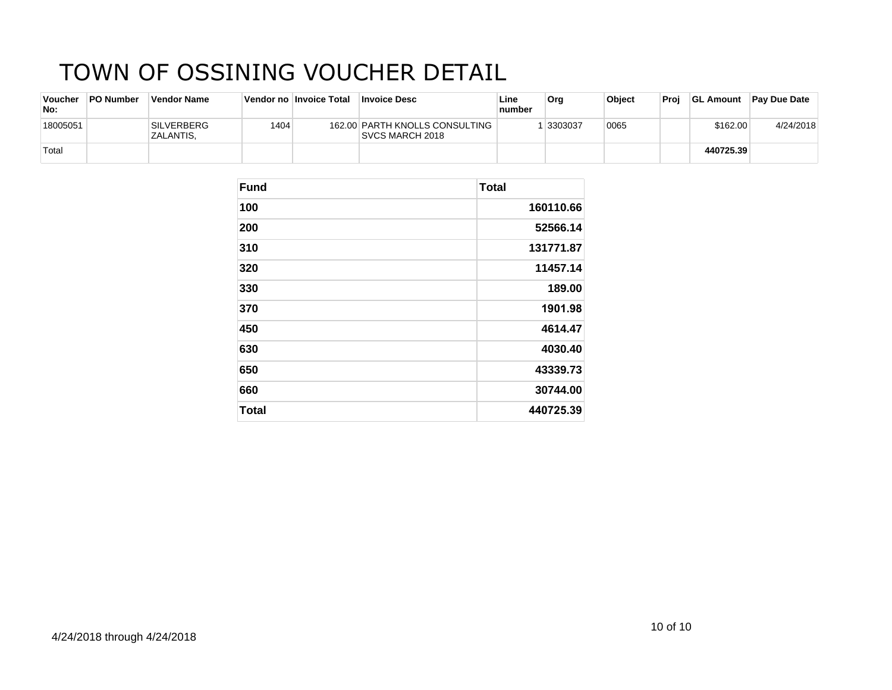# TOWN OF OSSINING VOUCHER DETAIL

| Voucher No: | PO Number | Vendor Name | Vendor no | Invoice Total | Invoice Desc | Line number | Org | Object | Proj | GL Amount | Pay Due Date |
|---|---|---|---|---|---|---|---|---|---|---|---|
| 18005051 | | SILVERBERG ZALANTIS, | 1404 | 162.00 | PARTH KNOLLS CONSULTING SVCS MARCH 2018 | 1 | 3303037 | 0065 | | $162.00 | 4/24/2018 |
| Total | | | | | | | | | | **440725.39** | |

| Fund | Total |
|---|---|
| **100** | **160110.66** |
| **200** | **52566.14** |
| **310** | **131771.87** |
| **320** | **11457.14** |
| **330** | **189.00** |
| **370** | **1901.98** |
| **450** | **4614.47** |
| **630** | **4030.40** |
| **650** | **43339.73** |
| **660** | **30744.00** |
| **Total** | **440725.39** |

4/24/2018 through 4/24/2018